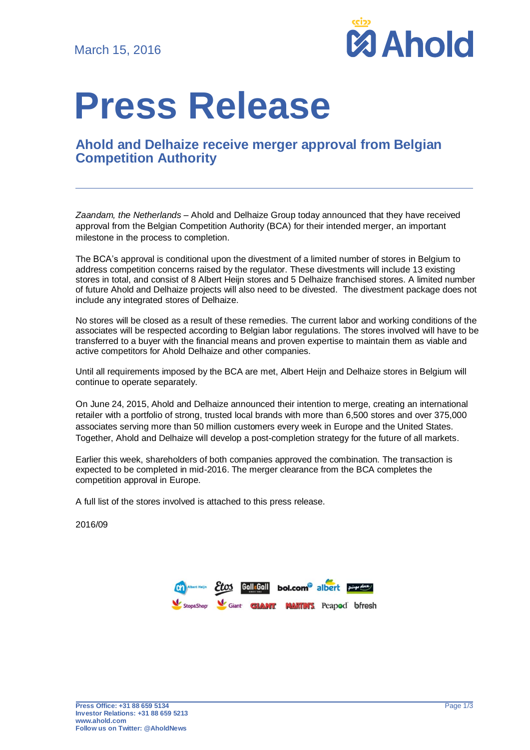March 15, 2016

# Press Release

## Ahold and Delhaize receive merger approval from Belgian Competition Authority

*Zaandam, the Netherlands* – Ahold and Delhaize Group today announced that they have received approval from the Belgian Competition Authority (BCA) for their intended merger, an important milestone in the process to completion.

The BCA's approval is conditional upon the divestment of a limited number of stores in Belgium to address competition concerns raised by the regulator. These divestments will include 13 existing stores in total, and consist of 8 Albert Heijn stores and 5 Delhaize franchised stores. A limited number of future Ahold and Delhaize projects will also need to be divested. The divestment package does not include any integrated stores of Delhaize.

No stores will be closed as a result of these remedies. The current labor and working conditions of the associates will be respected according to Belgian labor regulations. The stores involved will have to be transferred to a buyer with the financial means and proven expertise to maintain them as viable and active competitors for Ahold Delhaize and other companies.

Until all requirements imposed by the BCA are met, Albert Heijn and Delhaize stores in Belgium will continue to operate separately.

On June 24, 2015, Ahold and Delhaize announced their intention to merge, creating an international retailer with a portfolio of strong, trusted local brands with more than 6,500 stores and over 375,000 associates serving more than 50 million customers every week in Europe and the United States. Together, Ahold and Delhaize will develop a post-completion strategy for the future of all markets.

Earlier this week, shareholders of both companies approved the combination. The transaction is expected to be completed in mid-2016. The merger clearance from the BCA completes the competition approval in Europe.

A full list of the stores involved is attached to this press release.

2016/09

**Press Office: +31 88 659 5134**
**Investor Relations: +31 88 659 5213**
**www.ahold.com**
**Follow us on Twitter: @AholdNews**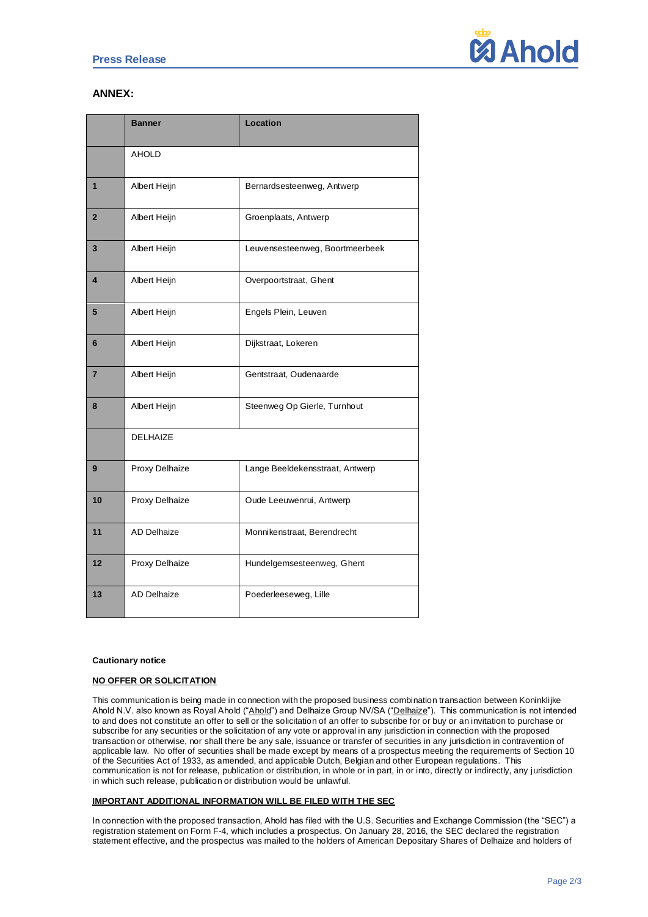## ANNEX:

| | Banner | Location |
|---|---|---|
| | AHOLD | |
| 1 | Albert Heijn | Bernardsesteenweg, Antwerp |
| 2 | Albert Heijn | Groenplaats, Antwerp |
| 3 | Albert Heijn | Leuvensesteenweg, Boortmeerbeek |
| 4 | Albert Heijn | Overpoortstraat, Ghent |
| 5 | Albert Heijn | Engels Plein, Leuven |
| 6 | Albert Heijn | Dijkstraat, Lokeren |
| 7 | Albert Heijn | Gentstraat, Oudenaarde |
| 8 | Albert Heijn | Steenweg Op Gierle, Turnhout |
| | DELHAIZE | |
| 9 | Proxy Delhaize | Lange Beeldekensstraat, Antwerp |
| 10 | Proxy Delhaize | Oude Leeuwenrui, Antwerp |
| 11 | AD Delhaize | Monnikenstraat, Berendrecht |
| 12 | Proxy Delhaize | Hundelgemsesteenweg, Ghent |
| 13 | AD Delhaize | Poederleeseweg, Lille |

**Cautionary notice**

**NO OFFER OR SOLICITATION**

This communication is being made in connection with the proposed business combination transaction between Koninklijke Ahold N.V. also known as Royal Ahold ("Ahold") and Delhaize Group NV/SA ("Delhaize"). This communication is not intended to and does not constitute an offer to sell or the solicitation of an offer to subscribe for or buy or an invitation to purchase or subscribe for any securities or the solicitation of any vote or approval in any jurisdiction in connection with the proposed transaction or otherwise, nor shall there be any sale, issuance or transfer of securities in any jurisdiction in contravention of applicable law. No offer of securities shall be made except by means of a prospectus meeting the requirements of Section 10 of the Securities Act of 1933, as amended, and applicable Dutch, Belgian and other European regulations. This communication is not for release, publication or distribution, in whole or in part, in or into, directly or indirectly, any jurisdiction in which such release, publication or distribution would be unlawful.

**IMPORTANT ADDITIONAL INFORMATION WILL BE FILED WITH THE SEC**

In connection with the proposed transaction, Ahold has filed with the U.S. Securities and Exchange Commission (the "SEC") a registration statement on Form F-4, which includes a prospectus. On January 28, 2016, the SEC declared the registration statement effective, and the prospectus was mailed to the holders of American Depositary Shares of Delhaize and holders of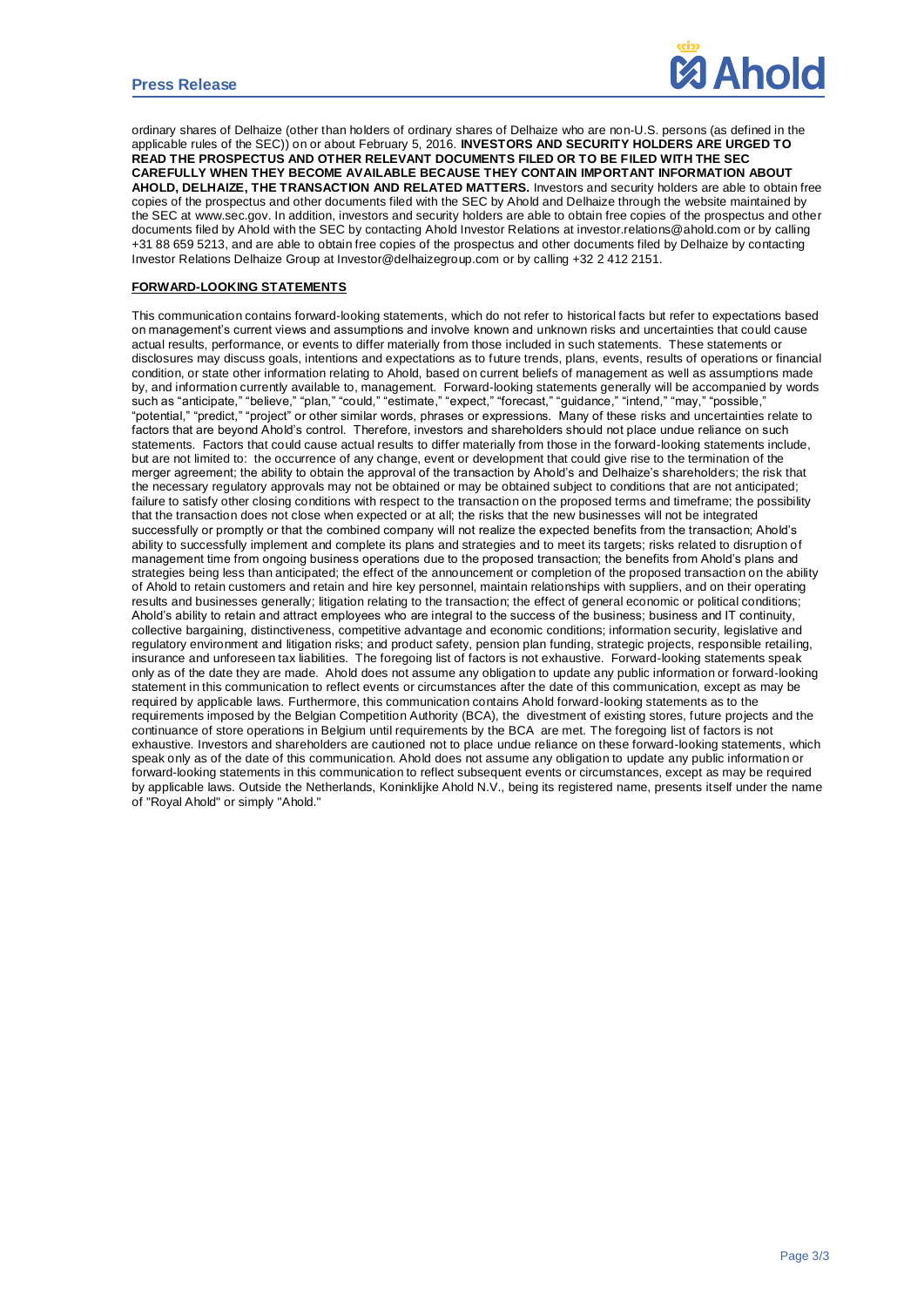ordinary shares of Delhaize (other than holders of ordinary shares of Delhaize who are non-U.S. persons (as defined in the applicable rules of the SEC)) on or about February 5, 2016. **INVESTORS AND SECURITY HOLDERS ARE URGED TO READ THE PROSPECTUS AND OTHER RELEVANT DOCUMENTS FILED OR TO BE FILED WITH THE SEC CAREFULLY WHEN THEY BECOME AVAILABLE BECAUSE THEY CONTAIN IMPORTANT INFORMATION ABOUT AHOLD, DELHAIZE, THE TRANSACTION AND RELATED MATTERS.** Investors and security holders are able to obtain free copies of the prospectus and other documents filed with the SEC by Ahold and Delhaize through the website maintained by the SEC at www.sec.gov. In addition, investors and security holders are able to obtain free copies of the prospectus and other documents filed by Ahold with the SEC by contacting Ahold Investor Relations at investor.relations@ahold.com or by calling +31 88 659 5213, and are able to obtain free copies of the prospectus and other documents filed by Delhaize by contacting Investor Relations Delhaize Group at Investor@delhaizegroup.com or by calling +32 2 412 2151.

**FORWARD-LOOKING STATEMENTS**

This communication contains forward-looking statements, which do not refer to historical facts but refer to expectations based on management's current views and assumptions and involve known and unknown risks and uncertainties that could cause actual results, performance, or events to differ materially from those included in such statements. These statements or disclosures may discuss goals, intentions and expectations as to future trends, plans, events, results of operations or financial condition, or state other information relating to Ahold, based on current beliefs of management as well as assumptions made by, and information currently available to, management. Forward-looking statements generally will be accompanied by words such as "anticipate," "believe," "plan," "could," "estimate," "expect," "forecast," "guidance," "intend," "may," "possible," "potential," "predict," "project" or other similar words, phrases or expressions. Many of these risks and uncertainties relate to factors that are beyond Ahold's control. Therefore, investors and shareholders should not place undue reliance on such statements. Factors that could cause actual results to differ materially from those in the forward-looking statements include, but are not limited to: the occurrence of any change, event or development that could give rise to the termination of the merger agreement; the ability to obtain the approval of the transaction by Ahold's and Delhaize's shareholders; the risk that the necessary regulatory approvals may not be obtained or may be obtained subject to conditions that are not anticipated; failure to satisfy other closing conditions with respect to the transaction on the proposed terms and timeframe; the possibility that the transaction does not close when expected or at all; the risks that the new businesses will not be integrated successfully or promptly or that the combined company will not realize the expected benefits from the transaction; Ahold's ability to successfully implement and complete its plans and strategies and to meet its targets; risks related to disruption of management time from ongoing business operations due to the proposed transaction; the benefits from Ahold's plans and strategies being less than anticipated; the effect of the announcement or completion of the proposed transaction on the ability of Ahold to retain customers and retain and hire key personnel, maintain relationships with suppliers, and on their operating results and businesses generally; litigation relating to the transaction; the effect of general economic or political conditions; Ahold's ability to retain and attract employees who are integral to the success of the business; business and IT continuity, collective bargaining, distinctiveness, competitive advantage and economic conditions; information security, legislative and regulatory environment and litigation risks; and product safety, pension plan funding, strategic projects, responsible retailing, insurance and unforeseen tax liabilities. The foregoing list of factors is not exhaustive. Forward-looking statements speak only as of the date they are made. Ahold does not assume any obligation to update any public information or forward-looking statement in this communication to reflect events or circumstances after the date of this communication, except as may be required by applicable laws. Furthermore, this communication contains Ahold forward-looking statements as to the requirements imposed by the Belgian Competition Authority (BCA), the divestment of existing stores, future projects and the continuance of store operations in Belgium until requirements by the BCA are met. The foregoing list of factors is not exhaustive. Investors and shareholders are cautioned not to place undue reliance on these forward-looking statements, which speak only as of the date of this communication. Ahold does not assume any obligation to update any public information or forward-looking statements in this communication to reflect subsequent events or circumstances, except as may be required by applicable laws. Outside the Netherlands, Koninklijke Ahold N.V., being its registered name, presents itself under the name of "Royal Ahold" or simply "Ahold."